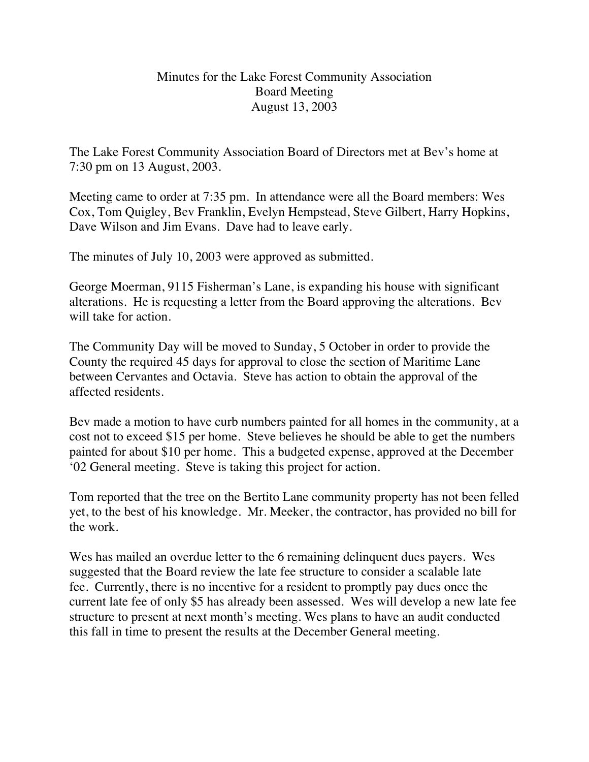# Minutes for the Lake Forest Community Association Board Meeting August 13, 2003

The Lake Forest Community Association Board of Directors met at Bev's home at 7:30 pm on 13 August, 2003.

Meeting came to order at 7:35 pm. In attendance were all the Board members: Wes Cox, Tom Quigley, Bev Franklin, Evelyn Hempstead, Steve Gilbert, Harry Hopkins, Dave Wilson and Jim Evans. Dave had to leave early.

The minutes of July 10, 2003 were approved as submitted.

George Moerman, 9115 Fisherman's Lane, is expanding his house with significant alterations. He is requesting a letter from the Board approving the alterations. Bev will take for action.

The Community Day will be moved to Sunday, 5 October in order to provide the County the required 45 days for approval to close the section of Maritime Lane between Cervantes and Octavia. Steve has action to obtain the approval of the affected residents.

Bev made a motion to have curb numbers painted for all homes in the community, at a cost not to exceed $15 per home. Steve believes he should be able to get the numbers painted for about $10 per home. This a budgeted expense, approved at the December '02 General meeting. Steve is taking this project for action.

Tom reported that the tree on the Bertito Lane community property has not been felled yet, to the best of his knowledge. Mr. Meeker, the contractor, has provided no bill for the work.

Wes has mailed an overdue letter to the 6 remaining delinquent dues payers. Wes suggested that the Board review the late fee structure to consider a scalable late fee. Currently, there is no incentive for a resident to promptly pay dues once the current late fee of only $5 has already been assessed. Wes will develop a new late fee structure to present at next month's meeting. Wes plans to have an audit conducted this fall in time to present the results at the December General meeting.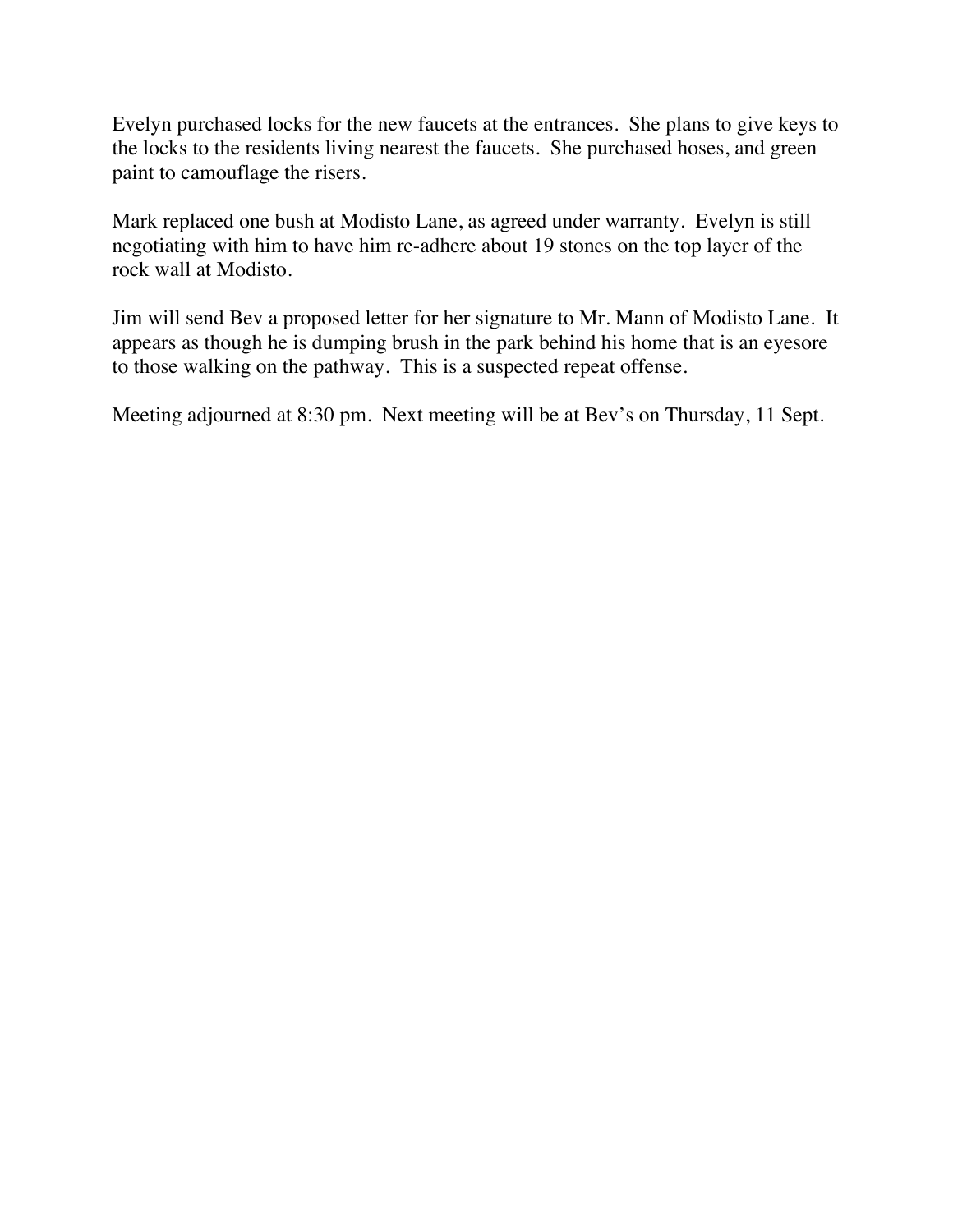Evelyn purchased locks for the new faucets at the entrances. She plans to give keys to the locks to the residents living nearest the faucets. She purchased hoses, and green paint to camouflage the risers.

Mark replaced one bush at Modisto Lane, as agreed under warranty. Evelyn is still negotiating with him to have him re-adhere about 19 stones on the top layer of the rock wall at Modisto.

Jim will send Bev a proposed letter for her signature to Mr. Mann of Modisto Lane. It appears as though he is dumping brush in the park behind his home that is an eyesore to those walking on the pathway. This is a suspected repeat offense.

Meeting adjourned at 8:30 pm. Next meeting will be at Bev's on Thursday, 11 Sept.